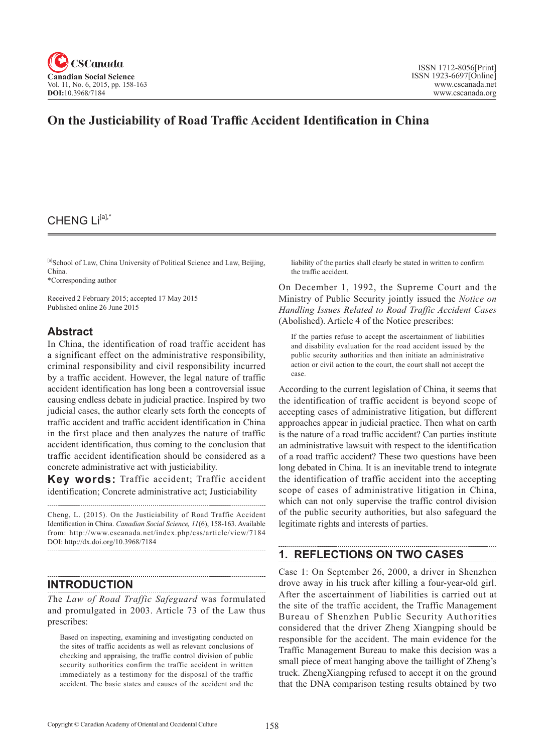# On the Justiciability of Road Traffic Accident Identification in China

CHENG Li[a],*

[a]School of Law, China University of Political Science and Law, Beijing, China.
*Corresponding author

Received 2 February 2015; accepted 17 May 2015
Published online 26 June 2015

## Abstract

In China, the identification of road traffic accident has a significant effect on the administrative responsibility, criminal responsibility and civil responsibility incurred by a traffic accident. However, the legal nature of traffic accident identification has long been a controversial issue causing endless debate in judicial practice. Inspired by two judicial cases, the author clearly sets forth the concepts of traffic accident and traffic accident identification in China in the first place and then analyzes the nature of traffic accident identification, thus coming to the conclusion that traffic accident identification should be considered as a concrete administrative act with justiciability.

**Key words:** Traffic accident; Traffic accident identification; Concrete administrative act; Justiciability

Cheng, L. (2015). On the Justiciability of Road Traffic Accident Identification in China. *Canadian Social Science*, *11*(6), 158-163. Available from: http://www.cscanada.net/index.php/css/article/view/7184 DOI: http://dx.doi.org/10.3968/7184

## INTRODUCTION

The *Law of Road Traffic Safeguard* was formulated and promulgated in 2003. Article 73 of the Law thus prescribes:

> Based on inspecting, examining and investigating conducted on the sites of traffic accidents as well as relevant conclusions of checking and appraising, the traffic control division of public security authorities confirm the traffic accident in written immediately as a testimony for the disposal of the traffic accident. The basic states and causes of the accident and the liability of the parties shall clearly be stated in written to confirm the traffic accident.

On December 1, 1992, the Supreme Court and the Ministry of Public Security jointly issued the *Notice on Handling Issues Related to Road Traffic Accident Cases* (Abolished). Article 4 of the Notice prescribes:

> If the parties refuse to accept the ascertainment of liabilities and disability evaluation for the road accident issued by the public security authorities and then initiate an administrative action or civil action to the court, the court shall not accept the case.

According to the current legislation of China, it seems that the identification of traffic accident is beyond scope of accepting cases of administrative litigation, but different approaches appear in judicial practice. Then what on earth is the nature of a road traffic accident? Can parties institute an administrative lawsuit with respect to the identification of a road traffic accident? These two questions have been long debated in China. It is an inevitable trend to integrate the identification of traffic accident into the accepting scope of cases of administrative litigation in China, which can not only supervise the traffic control division of the public security authorities, but also safeguard the legitimate rights and interests of parties.

## 1. REFLECTIONS ON TWO CASES

Case 1: On September 26, 2000, a driver in Shenzhen drove away in his truck after killing a four-year-old girl. After the ascertainment of liabilities is carried out at the site of the traffic accident, the Traffic Management Bureau of Shenzhen Public Security Authorities considered that the driver Zheng Xiangping should be responsible for the accident. The main evidence for the Traffic Management Bureau to make this decision was a small piece of meat hanging above the taillight of Zheng's truck. ZhengXiangping refused to accept it on the ground that the DNA comparison testing results obtained by two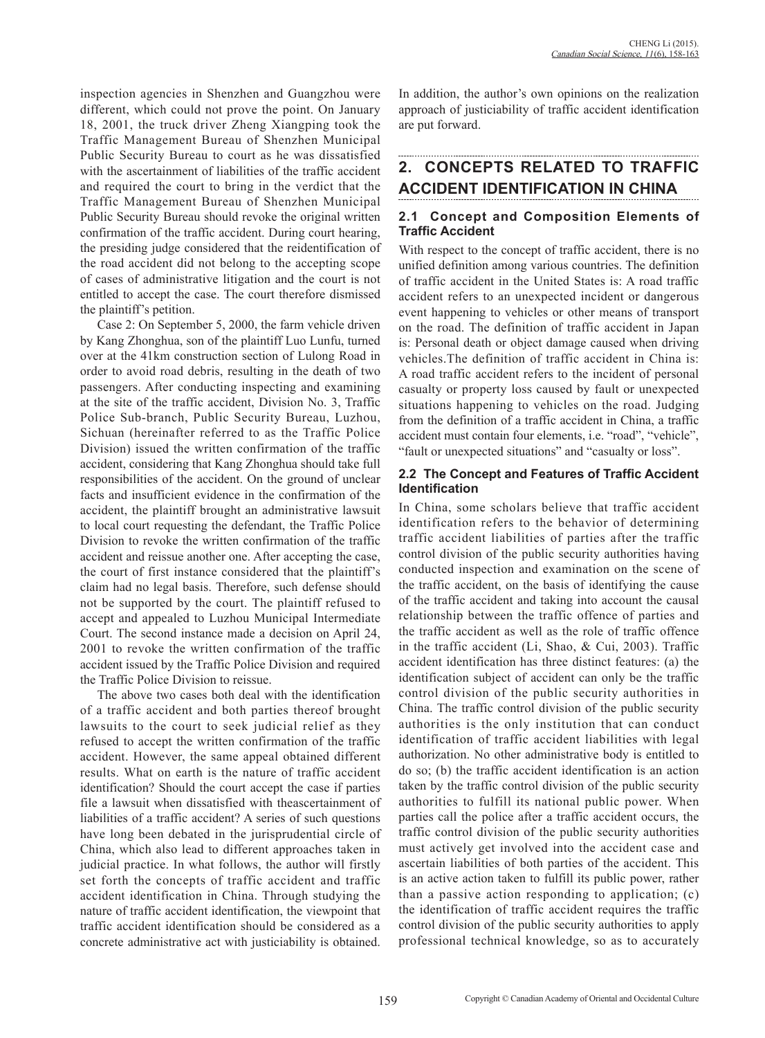inspection agencies in Shenzhen and Guangzhou were different, which could not prove the point. On January 18, 2001, the truck driver Zheng Xiangping took the Traffic Management Bureau of Shenzhen Municipal Public Security Bureau to court as he was dissatisfied with the ascertainment of liabilities of the traffic accident and required the court to bring in the verdict that the Traffic Management Bureau of Shenzhen Municipal Public Security Bureau should revoke the original written confirmation of the traffic accident. During court hearing, the presiding judge considered that the reidentification of the road accident did not belong to the accepting scope of cases of administrative litigation and the court is not entitled to accept the case. The court therefore dismissed the plaintiff's petition.

Case 2: On September 5, 2000, the farm vehicle driven by Kang Zhonghua, son of the plaintiff Luo Lunfu, turned over at the 41km construction section of Lulong Road in order to avoid road debris, resulting in the death of two passengers. After conducting inspecting and examining at the site of the traffic accident, Division No. 3, Traffic Police Sub-branch, Public Security Bureau, Luzhou, Sichuan (hereinafter referred to as the Traffic Police Division) issued the written confirmation of the traffic accident, considering that Kang Zhonghua should take full responsibilities of the accident. On the ground of unclear facts and insufficient evidence in the confirmation of the accident, the plaintiff brought an administrative lawsuit to local court requesting the defendant, the Traffic Police Division to revoke the written confirmation of the traffic accident and reissue another one. After accepting the case, the court of first instance considered that the plaintiff's claim had no legal basis. Therefore, such defense should not be supported by the court. The plaintiff refused to accept and appealed to Luzhou Municipal Intermediate Court. The second instance made a decision on April 24, 2001 to revoke the written confirmation of the traffic accident issued by the Traffic Police Division and required the Traffic Police Division to reissue.

The above two cases both deal with the identification of a traffic accident and both parties thereof brought lawsuits to the court to seek judicial relief as they refused to accept the written confirmation of the traffic accident. However, the same appeal obtained different results. What on earth is the nature of traffic accident identification? Should the court accept the case if parties file a lawsuit when dissatisfied with theascertainment of liabilities of a traffic accident? A series of such questions have long been debated in the jurisprudential circle of China, which also lead to different approaches taken in judicial practice. In what follows, the author will firstly set forth the concepts of traffic accident and traffic accident identification in China. Through studying the nature of traffic accident identification, the viewpoint that traffic accident identification should be considered as a concrete administrative act with justiciability is obtained. In addition, the author's own opinions on the realization approach of justiciability of traffic accident identification are put forward.

## 2. CONCEPTS RELATED TO TRAFFIC ACCIDENT IDENTIFICATION IN CHINA

### 2.1 Concept and Composition Elements of Traffic Accident

With respect to the concept of traffic accident, there is no unified definition among various countries. The definition of traffic accident in the United States is: A road traffic accident refers to an unexpected incident or dangerous event happening to vehicles or other means of transport on the road. The definition of traffic accident in Japan is: Personal death or object damage caused when driving vehicles.The definition of traffic accident in China is: A road traffic accident refers to the incident of personal casualty or property loss caused by fault or unexpected situations happening to vehicles on the road. Judging from the definition of a traffic accident in China, a traffic accident must contain four elements, i.e. "road", "vehicle", "fault or unexpected situations" and "casualty or loss".

### 2.2 The Concept and Features of Traffic Accident Identification

In China, some scholars believe that traffic accident identification refers to the behavior of determining traffic accident liabilities of parties after the traffic control division of the public security authorities having conducted inspection and examination on the scene of the traffic accident, on the basis of identifying the cause of the traffic accident and taking into account the causal relationship between the traffic offence of parties and the traffic accident as well as the role of traffic offence in the traffic accident (Li, Shao, & Cui, 2003). Traffic accident identification has three distinct features: (a) the identification subject of accident can only be the traffic control division of the public security authorities in China. The traffic control division of the public security authorities is the only institution that can conduct identification of traffic accident liabilities with legal authorization. No other administrative body is entitled to do so; (b) the traffic accident identification is an action taken by the traffic control division of the public security authorities to fulfill its national public power. When parties call the police after a traffic accident occurs, the traffic control division of the public security authorities must actively get involved into the accident case and ascertain liabilities of both parties of the accident. This is an active action taken to fulfill its public power, rather than a passive action responding to application; (c) the identification of traffic accident requires the traffic control division of the public security authorities to apply professional technical knowledge, so as to accurately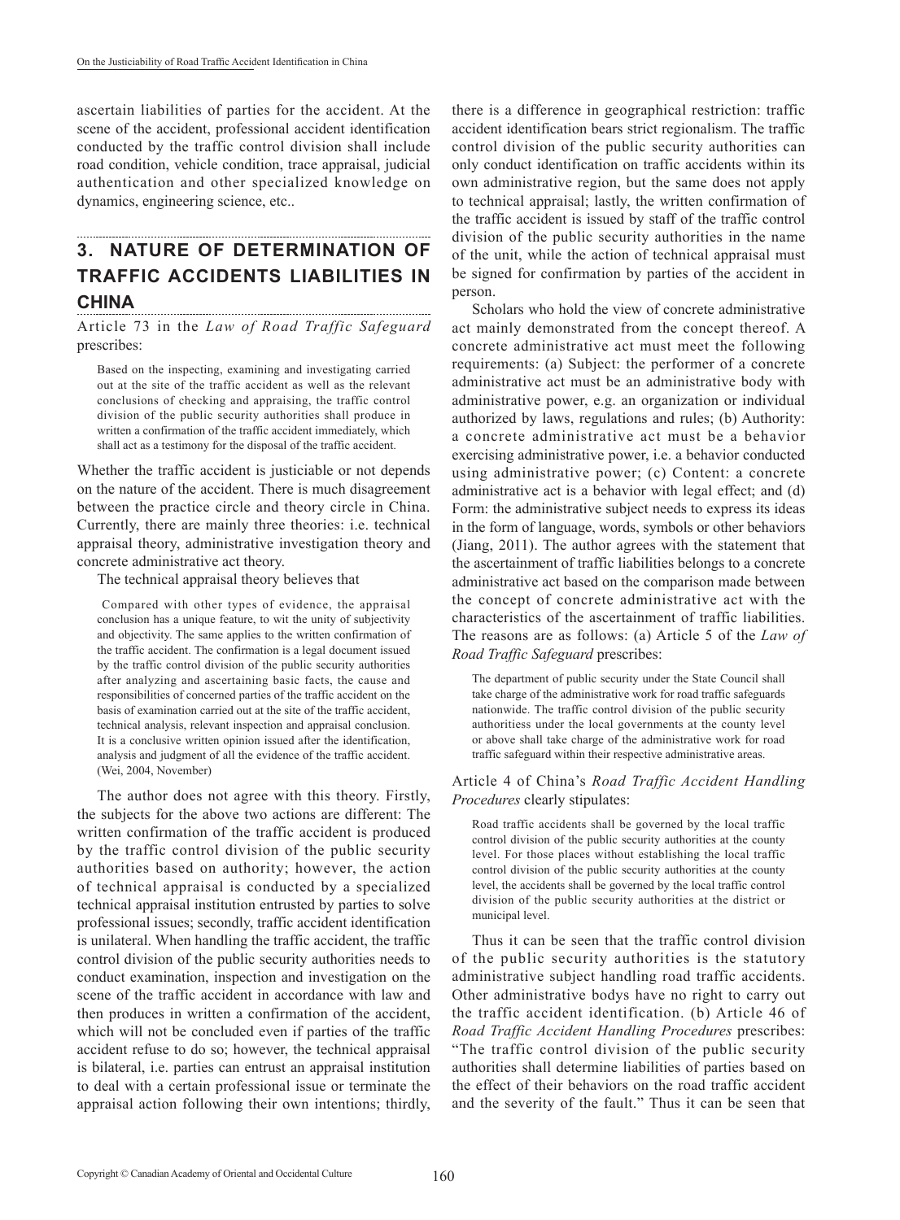ascertain liabilities of parties for the accident. At the scene of the accident, professional accident identification conducted by the traffic control division shall include road condition, vehicle condition, trace appraisal, judicial authentication and other specialized knowledge on dynamics, engineering science, etc..

## 3. NATURE OF DETERMINATION OF TRAFFIC ACCIDENTS LIABILITIES IN CHINA

Article 73 in the *Law of Road Traffic Safeguard* prescribes:

> Based on the inspecting, examining and investigating carried out at the site of the traffic accident as well as the relevant conclusions of checking and appraising, the traffic control division of the public security authorities shall produce in written a confirmation of the traffic accident immediately, which shall act as a testimony for the disposal of the traffic accident.

Whether the traffic accident is justiciable or not depends on the nature of the accident. There is much disagreement between the practice circle and theory circle in China. Currently, there are mainly three theories: i.e. technical appraisal theory, administrative investigation theory and concrete administrative act theory.

The technical appraisal theory believes that

> Compared with other types of evidence, the appraisal conclusion has a unique feature, to wit the unity of subjectivity and objectivity. The same applies to the written confirmation of the traffic accident. The confirmation is a legal document issued by the traffic control division of the public security authorities after analyzing and ascertaining basic facts, the cause and responsibilities of concerned parties of the traffic accident on the basis of examination carried out at the site of the traffic accident, technical analysis, relevant inspection and appraisal conclusion. It is a conclusive written opinion issued after the identification, analysis and judgment of all the evidence of the traffic accident. (Wei, 2004, November)

The author does not agree with this theory. Firstly, the subjects for the above two actions are different: The written confirmation of the traffic accident is produced by the traffic control division of the public security authorities based on authority; however, the action of technical appraisal is conducted by a specialized technical appraisal institution entrusted by parties to solve professional issues; secondly, traffic accident identification is unilateral. When handling the traffic accident, the traffic control division of the public security authorities needs to conduct examination, inspection and investigation on the scene of the traffic accident in accordance with law and then produces in written a confirmation of the accident, which will not be concluded even if parties of the traffic accident refuse to do so; however, the technical appraisal is bilateral, i.e. parties can entrust an appraisal institution to deal with a certain professional issue or terminate the appraisal action following their own intentions; thirdly, there is a difference in geographical restriction: traffic accident identification bears strict regionalism. The traffic control division of the public security authorities can only conduct identification on traffic accidents within its own administrative region, but the same does not apply to technical appraisal; lastly, the written confirmation of the traffic accident is issued by staff of the traffic control division of the public security authorities in the name of the unit, while the action of technical appraisal must be signed for confirmation by parties of the accident in person.

Scholars who hold the view of concrete administrative act mainly demonstrated from the concept thereof. A concrete administrative act must meet the following requirements: (a) Subject: the performer of a concrete administrative act must be an administrative body with administrative power, e.g. an organization or individual authorized by laws, regulations and rules; (b) Authority: a concrete administrative act must be a behavior exercising administrative power, i.e. a behavior conducted using administrative power; (c) Content: a concrete administrative act is a behavior with legal effect; and (d) Form: the administrative subject needs to express its ideas in the form of language, words, symbols or other behaviors (Jiang, 2011). The author agrees with the statement that the ascertainment of traffic liabilities belongs to a concrete administrative act based on the comparison made between the concept of concrete administrative act with the characteristics of the ascertainment of traffic liabilities. The reasons are as follows: (a) Article 5 of the *Law of Road Traffic Safeguard* prescribes:

> The department of public security under the State Council shall take charge of the administrative work for road traffic safeguards nationwide. The traffic control division of the public security authoritiess under the local governments at the county level or above shall take charge of the administrative work for road traffic safeguard within their respective administrative areas.

Article 4 of China's *Road Traffic Accident Handling Procedures* clearly stipulates:

> Road traffic accidents shall be governed by the local traffic control division of the public security authorities at the county level. For those places without establishing the local traffic control division of the public security authorities at the county level, the accidents shall be governed by the local traffic control division of the public security authorities at the district or municipal level.

Thus it can be seen that the traffic control division of the public security authorities is the statutory administrative subject handling road traffic accidents. Other administrative bodys have no right to carry out the traffic accident identification. (b) Article 46 of *Road Traffic Accident Handling Procedures* prescribes: "The traffic control division of the public security authorities shall determine liabilities of parties based on the effect of their behaviors on the road traffic accident and the severity of the fault." Thus it can be seen that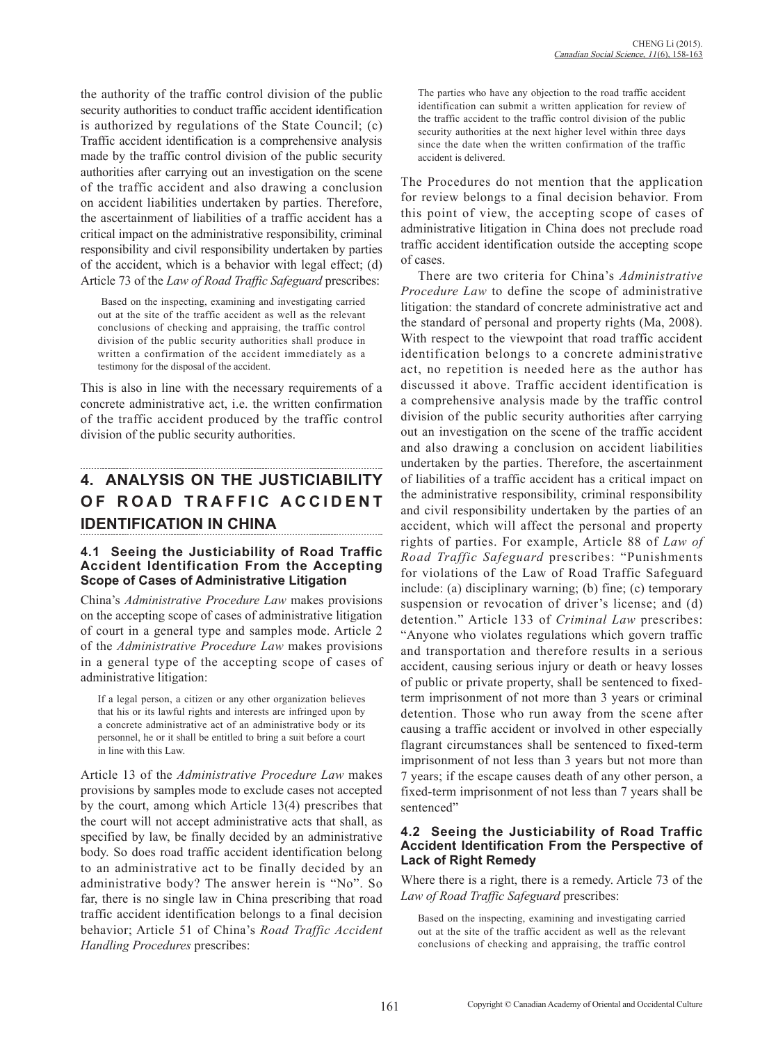the authority of the traffic control division of the public security authorities to conduct traffic accident identification is authorized by regulations of the State Council; (c) Traffic accident identification is a comprehensive analysis made by the traffic control division of the public security authorities after carrying out an investigation on the scene of the traffic accident and also drawing a conclusion on accident liabilities undertaken by parties. Therefore, the ascertainment of liabilities of a traffic accident has a critical impact on the administrative responsibility, criminal responsibility and civil responsibility undertaken by parties of the accident, which is a behavior with legal effect; (d) Article 73 of the *Law of Road Traffic Safeguard* prescribes:

> Based on the inspecting, examining and investigating carried out at the site of the traffic accident as well as the relevant conclusions of checking and appraising, the traffic control division of the public security authorities shall produce in written a confirmation of the accident immediately as a testimony for the disposal of the accident.

This is also in line with the necessary requirements of a concrete administrative act, i.e. the written confirmation of the traffic accident produced by the traffic control division of the public security authorities.

## 4. ANALYSIS ON THE JUSTICIABILITY OF ROAD TRAFFIC ACCIDENT IDENTIFICATION IN CHINA

### 4.1 Seeing the Justiciability of Road Traffic Accident Identification From the Accepting Scope of Cases of Administrative Litigation

China's *Administrative Procedure Law* makes provisions on the accepting scope of cases of administrative litigation of court in a general type and samples mode. Article 2 of the *Administrative Procedure Law* makes provisions in a general type of the accepting scope of cases of administrative litigation:

> If a legal person, a citizen or any other organization believes that his or its lawful rights and interests are infringed upon by a concrete administrative act of an administrative body or its personnel, he or it shall be entitled to bring a suit before a court in line with this Law.

Article 13 of the *Administrative Procedure Law* makes provisions by samples mode to exclude cases not accepted by the court, among which Article 13(4) prescribes that the court will not accept administrative acts that shall, as specified by law, be finally decided by an administrative body. So does road traffic accident identification belong to an administrative act to be finally decided by an administrative body? The answer herein is "No". So far, there is no single law in China prescribing that road traffic accident identification belongs to a final decision behavior; Article 51 of China's *Road Traffic Accident Handling Procedures* prescribes:

> The parties who have any objection to the road traffic accident identification can submit a written application for review of the traffic accident to the traffic control division of the public security authorities at the next higher level within three days since the date when the written confirmation of the traffic accident is delivered.

The Procedures do not mention that the application for review belongs to a final decision behavior. From this point of view, the accepting scope of cases of administrative litigation in China does not preclude road traffic accident identification outside the accepting scope of cases.

There are two criteria for China's *Administrative Procedure Law* to define the scope of administrative litigation: the standard of concrete administrative act and the standard of personal and property rights (Ma, 2008). With respect to the viewpoint that road traffic accident identification belongs to a concrete administrative act, no repetition is needed here as the author has discussed it above. Traffic accident identification is a comprehensive analysis made by the traffic control division of the public security authorities after carrying out an investigation on the scene of the traffic accident and also drawing a conclusion on accident liabilities undertaken by the parties. Therefore, the ascertainment of liabilities of a traffic accident has a critical impact on the administrative responsibility, criminal responsibility and civil responsibility undertaken by the parties of an accident, which will affect the personal and property rights of parties. For example, Article 88 of *Law of Road Traffic Safeguard* prescribes: "Punishments for violations of the Law of Road Traffic Safeguard include: (a) disciplinary warning; (b) fine; (c) temporary suspension or revocation of driver's license; and (d) detention." Article 133 of *Criminal Law* prescribes: "Anyone who violates regulations which govern traffic and transportation and therefore results in a serious accident, causing serious injury or death or heavy losses of public or private property, shall be sentenced to fixed-term imprisonment of not more than 3 years or criminal detention. Those who run away from the scene after causing a traffic accident or involved in other especially flagrant circumstances shall be sentenced to fixed-term imprisonment of not less than 3 years but not more than 7 years; if the escape causes death of any other person, a fixed-term imprisonment of not less than 7 years shall be sentenced"

### 4.2 Seeing the Justiciability of Road Traffic Accident Identification From the Perspective of Lack of Right Remedy

Where there is a right, there is a remedy. Article 73 of the *Law of Road Traffic Safeguard* prescribes:

> Based on the inspecting, examining and investigating carried out at the site of the traffic accident as well as the relevant conclusions of checking and appraising, the traffic control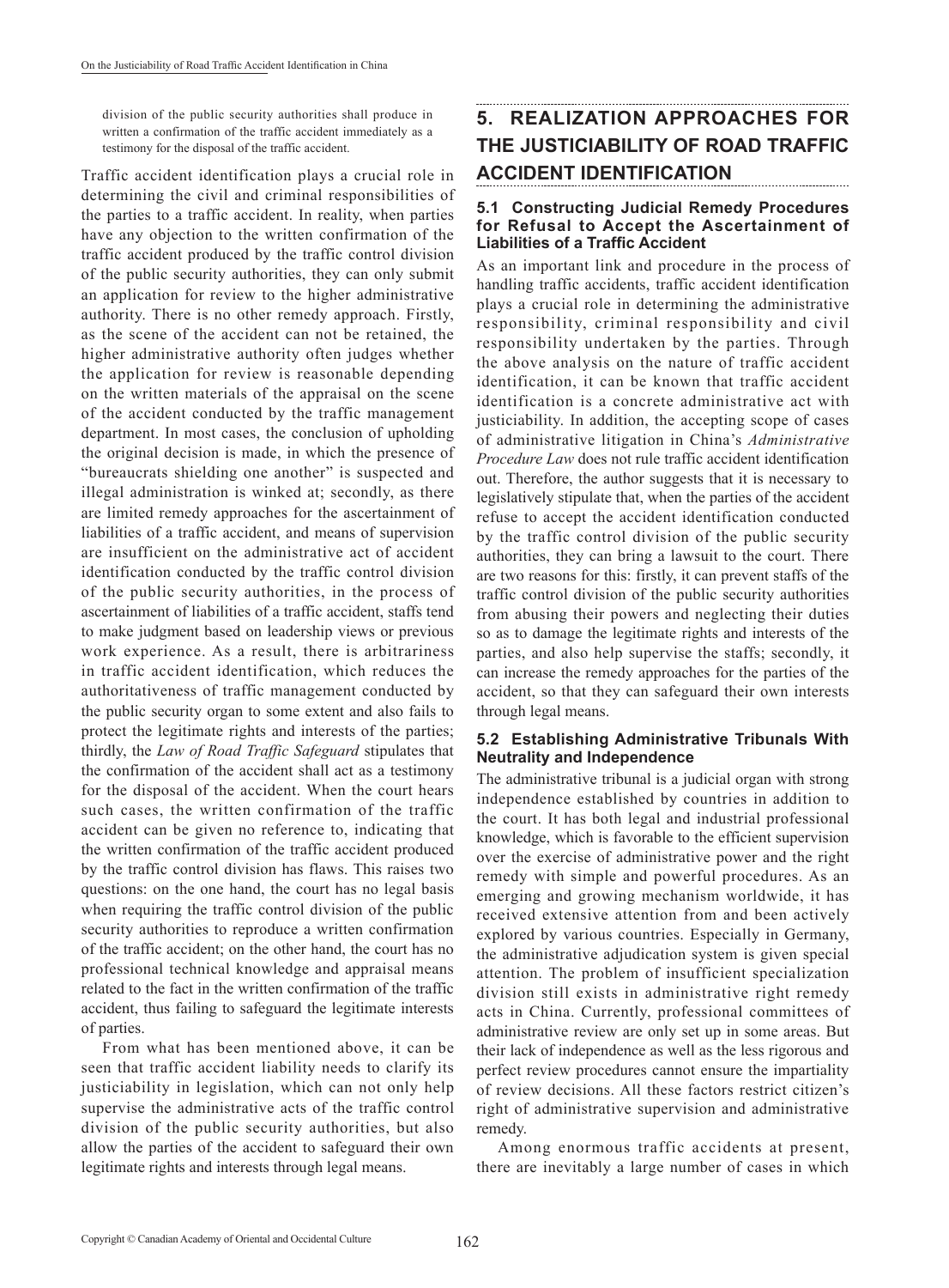division of the public security authorities shall produce in written a confirmation of the traffic accident immediately as a testimony for the disposal of the traffic accident.

Traffic accident identification plays a crucial role in determining the civil and criminal responsibilities of the parties to a traffic accident. In reality, when parties have any objection to the written confirmation of the traffic accident produced by the traffic control division of the public security authorities, they can only submit an application for review to the higher administrative authority. There is no other remedy approach. Firstly, as the scene of the accident can not be retained, the higher administrative authority often judges whether the application for review is reasonable depending on the written materials of the appraisal on the scene of the accident conducted by the traffic management department. In most cases, the conclusion of upholding the original decision is made, in which the presence of "bureaucrats shielding one another" is suspected and illegal administration is winked at; secondly, as there are limited remedy approaches for the ascertainment of liabilities of a traffic accident, and means of supervision are insufficient on the administrative act of accident identification conducted by the traffic control division of the public security authorities, in the process of ascertainment of liabilities of a traffic accident, staffs tend to make judgment based on leadership views or previous work experience. As a result, there is arbitrariness in traffic accident identification, which reduces the authoritativeness of traffic management conducted by the public security organ to some extent and also fails to protect the legitimate rights and interests of the parties; thirdly, the *Law of Road Traffic Safeguard* stipulates that the confirmation of the accident shall act as a testimony for the disposal of the accident. When the court hears such cases, the written confirmation of the traffic accident can be given no reference to, indicating that the written confirmation of the traffic accident produced by the traffic control division has flaws. This raises two questions: on the one hand, the court has no legal basis when requiring the traffic control division of the public security authorities to reproduce a written confirmation of the traffic accident; on the other hand, the court has no professional technical knowledge and appraisal means related to the fact in the written confirmation of the traffic accident, thus failing to safeguard the legitimate interests of parties.

From what has been mentioned above, it can be seen that traffic accident liability needs to clarify its justiciability in legislation, which can not only help supervise the administrative acts of the traffic control division of the public security authorities, but also allow the parties of the accident to safeguard their own legitimate rights and interests through legal means.

## 5. REALIZATION APPROACHES FOR THE JUSTICIABILITY OF ROAD TRAFFIC ACCIDENT IDENTIFICATION

### 5.1 Constructing Judicial Remedy Procedures for Refusal to Accept the Ascertainment of Liabilities of a Traffic Accident

As an important link and procedure in the process of handling traffic accidents, traffic accident identification plays a crucial role in determining the administrative responsibility, criminal responsibility and civil responsibility undertaken by the parties. Through the above analysis on the nature of traffic accident identification, it can be known that traffic accident identification is a concrete administrative act with justiciability. In addition, the accepting scope of cases of administrative litigation in China's *Administrative Procedure Law* does not rule traffic accident identification out. Therefore, the author suggests that it is necessary to legislatively stipulate that, when the parties of the accident refuse to accept the accident identification conducted by the traffic control division of the public security authorities, they can bring a lawsuit to the court. There are two reasons for this: firstly, it can prevent staffs of the traffic control division of the public security authorities from abusing their powers and neglecting their duties so as to damage the legitimate rights and interests of the parties, and also help supervise the staffs; secondly, it can increase the remedy approaches for the parties of the accident, so that they can safeguard their own interests through legal means.

### 5.2 Establishing Administrative Tribunals With Neutrality and Independence

The administrative tribunal is a judicial organ with strong independence established by countries in addition to the court. It has both legal and industrial professional knowledge, which is favorable to the efficient supervision over the exercise of administrative power and the right remedy with simple and powerful procedures. As an emerging and growing mechanism worldwide, it has received extensive attention from and been actively explored by various countries. Especially in Germany, the administrative adjudication system is given special attention. The problem of insufficient specialization division still exists in administrative right remedy acts in China. Currently, professional committees of administrative review are only set up in some areas. But their lack of independence as well as the less rigorous and perfect review procedures cannot ensure the impartiality of review decisions. All these factors restrict citizen's right of administrative supervision and administrative remedy.

Among enormous traffic accidents at present, there are inevitably a large number of cases in which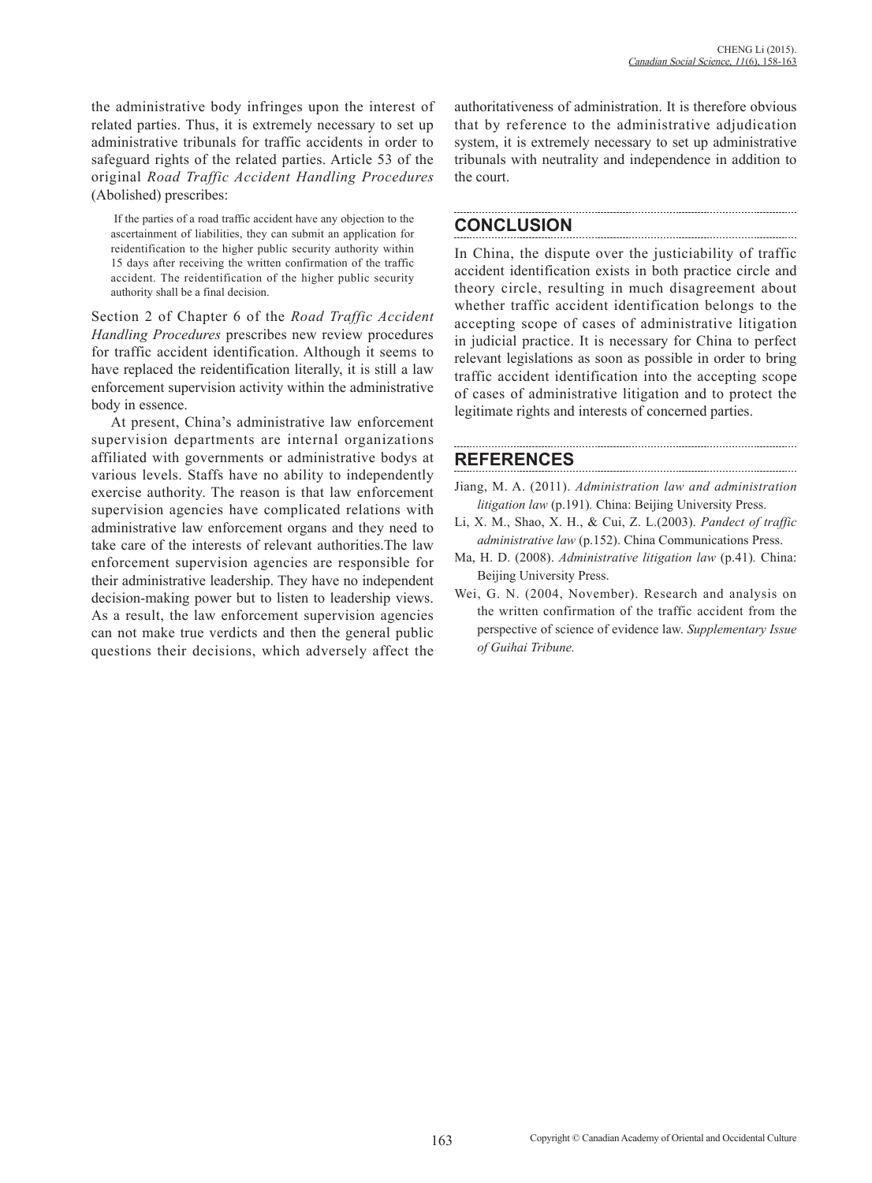the administrative body infringes upon the interest of related parties. Thus, it is extremely necessary to set up administrative tribunals for traffic accidents in order to safeguard rights of the related parties. Article 53 of the original *Road Traffic Accident Handling Procedures* (Abolished) prescribes:

> If the parties of a road traffic accident have any objection to the ascertainment of liabilities, they can submit an application for reidentification to the higher public security authority within 15 days after receiving the written confirmation of the traffic accident. The reidentification of the higher public security authority shall be a final decision.

Section 2 of Chapter 6 of the *Road Traffic Accident Handling Procedures* prescribes new review procedures for traffic accident identification. Although it seems to have replaced the reidentification literally, it is still a law enforcement supervision activity within the administrative body in essence.

At present, China's administrative law enforcement supervision departments are internal organizations affiliated with governments or administrative bodys at various levels. Staffs have no ability to independently exercise authority. The reason is that law enforcement supervision agencies have complicated relations with administrative law enforcement organs and they need to take care of the interests of relevant authorities.The law enforcement supervision agencies are responsible for their administrative leadership. They have no independent decision-making power but to listen to leadership views. As a result, the law enforcement supervision agencies can not make true verdicts and then the general public questions their decisions, which adversely affect the authoritativeness of administration. It is therefore obvious that by reference to the administrative adjudication system, it is extremely necessary to set up administrative tribunals with neutrality and independence in addition to the court.

## CONCLUSION

In China, the dispute over the justiciability of traffic accident identification exists in both practice circle and theory circle, resulting in much disagreement about whether traffic accident identification belongs to the accepting scope of cases of administrative litigation in judicial practice. It is necessary for China to perfect relevant legislations as soon as possible in order to bring traffic accident identification into the accepting scope of cases of administrative litigation and to protect the legitimate rights and interests of concerned parties.

## REFERENCES

Jiang, M. A. (2011). *Administration law and administration litigation law* (p.191). China: Beijing University Press.

Li, X. M., Shao, X. H., & Cui, Z. L.(2003). *Pandect of traffic administrative law* (p.152). China Communications Press.

Ma, H. D. (2008). *Administrative litigation law* (p.41). China: Beijing University Press.

Wei, G. N. (2004, November). Research and analysis on the written confirmation of the traffic accident from the perspective of science of evidence law. *Supplementary Issue of Guihai Tribune.*